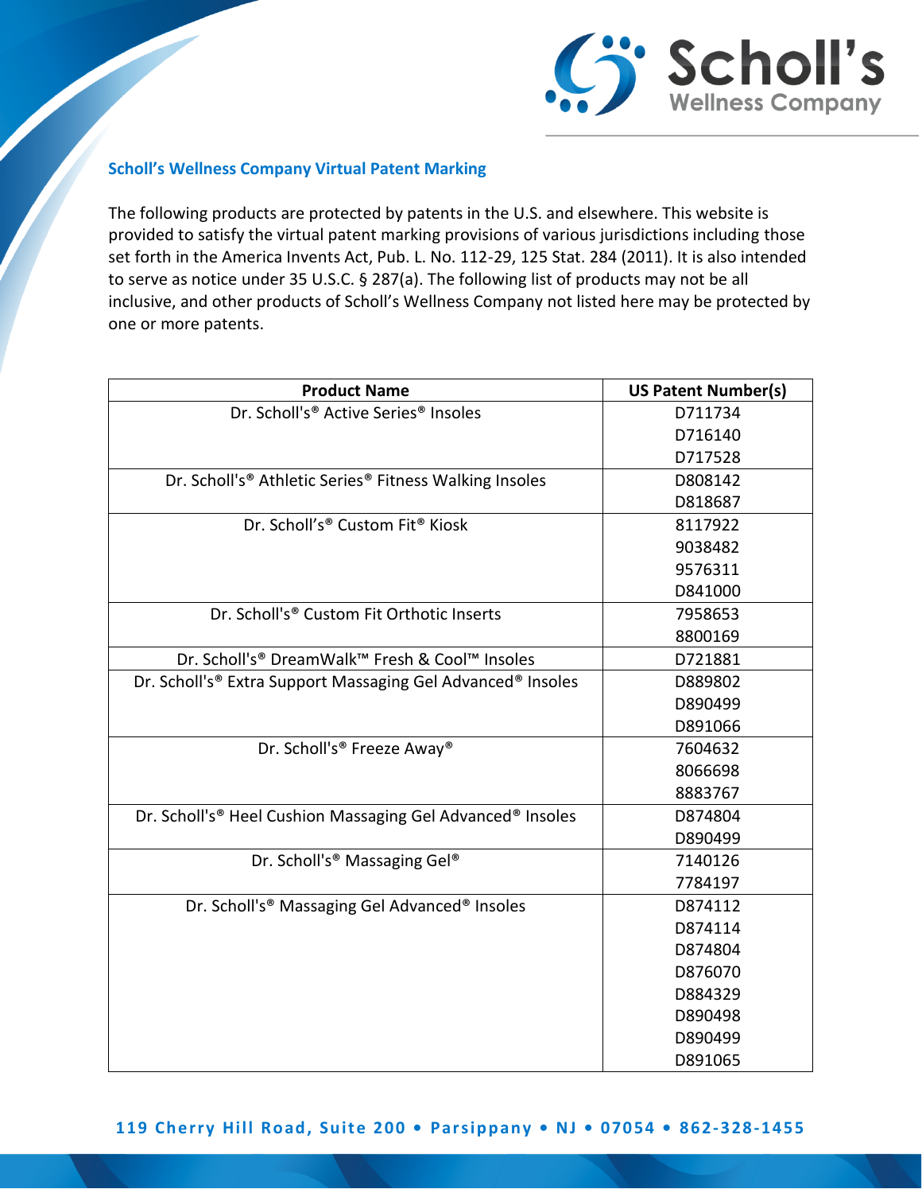## Scholl's Wellness Company Virtual Patent Marking

The following products are protected by patents in the U.S. and elsewhere. This website is provided to satisfy the virtual patent marking provisions of various jurisdictions including those set forth in the America Invents Act, Pub. L. No. 112-29, 125 Stat. 284 (2011). It is also intended to serve as notice under 35 U.S.C. § 287(a). The following list of products may not be all inclusive, and other products of Scholl's Wellness Company not listed here may be protected by one or more patents.

| Product Name | US Patent Number(s) |
|---|---|
| Dr. Scholl's® Active Series® Insoles | D711734<br>D716140<br>D717528 |
| Dr. Scholl's® Athletic Series® Fitness Walking Insoles | D808142<br>D818687 |
| Dr. Scholl's® Custom Fit® Kiosk | 8117922<br>9038482<br>9576311<br>D841000 |
| Dr. Scholl's® Custom Fit Orthotic Inserts | 7958653<br>8800169 |
| Dr. Scholl's® DreamWalk™ Fresh & Cool™ Insoles | D721881 |
| Dr. Scholl's® Extra Support Massaging Gel Advanced® Insoles | D889802<br>D890499<br>D891066 |
| Dr. Scholl's® Freeze Away® | 7604632<br>8066698<br>8883767 |
| Dr. Scholl's® Heel Cushion Massaging Gel Advanced® Insoles | D874804<br>D890499 |
| Dr. Scholl's® Massaging Gel® | 7140126<br>7784197 |
| Dr. Scholl's® Massaging Gel Advanced® Insoles | D874112<br>D874114<br>D874804<br>D876070<br>D884329<br>D890498<br>D890499<br>D891065 |

119 Cherry Hill Road, Suite 200 • Parsippany • NJ • 07054 • 862-328-1455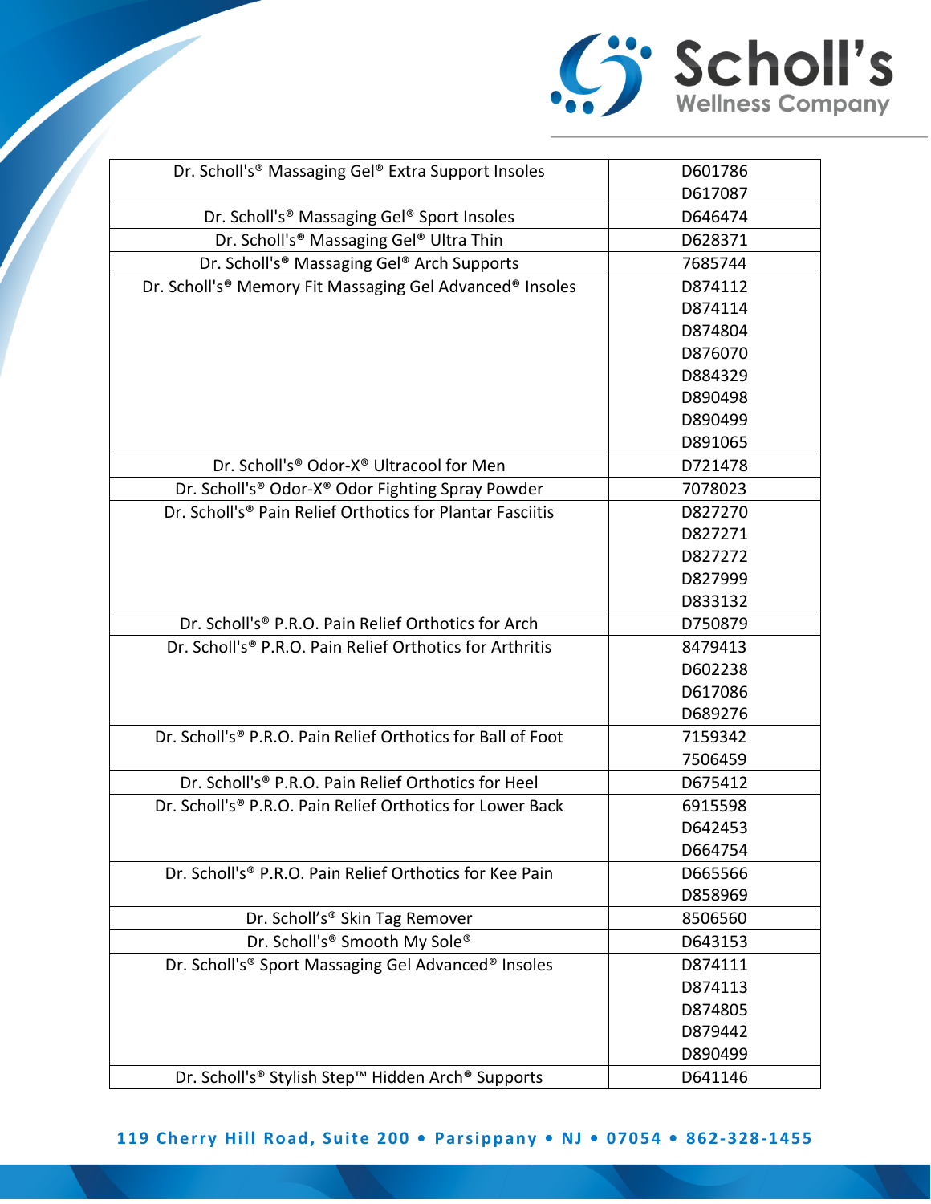| | |
|---|---|
| Dr. Scholl's® Massaging Gel® Extra Support Insoles | D601786<br>D617087 |
| Dr. Scholl's® Massaging Gel® Sport Insoles | D646474 |
| Dr. Scholl's® Massaging Gel® Ultra Thin | D628371 |
| Dr. Scholl's® Massaging Gel® Arch Supports | 7685744 |
| Dr. Scholl's® Memory Fit Massaging Gel Advanced® Insoles | D874112<br>D874114<br>D874804<br>D876070<br>D884329<br>D890498<br>D890499<br>D891065 |
| Dr. Scholl's® Odor-X® Ultracool for Men | D721478 |
| Dr. Scholl's® Odor-X® Odor Fighting Spray Powder | 7078023 |
| Dr. Scholl's® Pain Relief Orthotics for Plantar Fasciitis | D827270<br>D827271<br>D827272<br>D827999<br>D833132 |
| Dr. Scholl's® P.R.O. Pain Relief Orthotics for Arch | D750879 |
| Dr. Scholl's® P.R.O. Pain Relief Orthotics for Arthritis | 8479413<br>D602238<br>D617086<br>D689276 |
| Dr. Scholl's® P.R.O. Pain Relief Orthotics for Ball of Foot | 7159342<br>7506459 |
| Dr. Scholl's® P.R.O. Pain Relief Orthotics for Heel | D675412 |
| Dr. Scholl's® P.R.O. Pain Relief Orthotics for Lower Back | 6915598<br>D642453<br>D664754 |
| Dr. Scholl's® P.R.O. Pain Relief Orthotics for Kee Pain | D665566<br>D858969 |
| Dr. Scholl's® Skin Tag Remover | 8506560 |
| Dr. Scholl's® Smooth My Sole® | D643153 |
| Dr. Scholl's® Sport Massaging Gel Advanced® Insoles | D874111<br>D874113<br>D874805<br>D879442<br>D890499 |
| Dr. Scholl's® Stylish Step™ Hidden Arch® Supports | D641146 |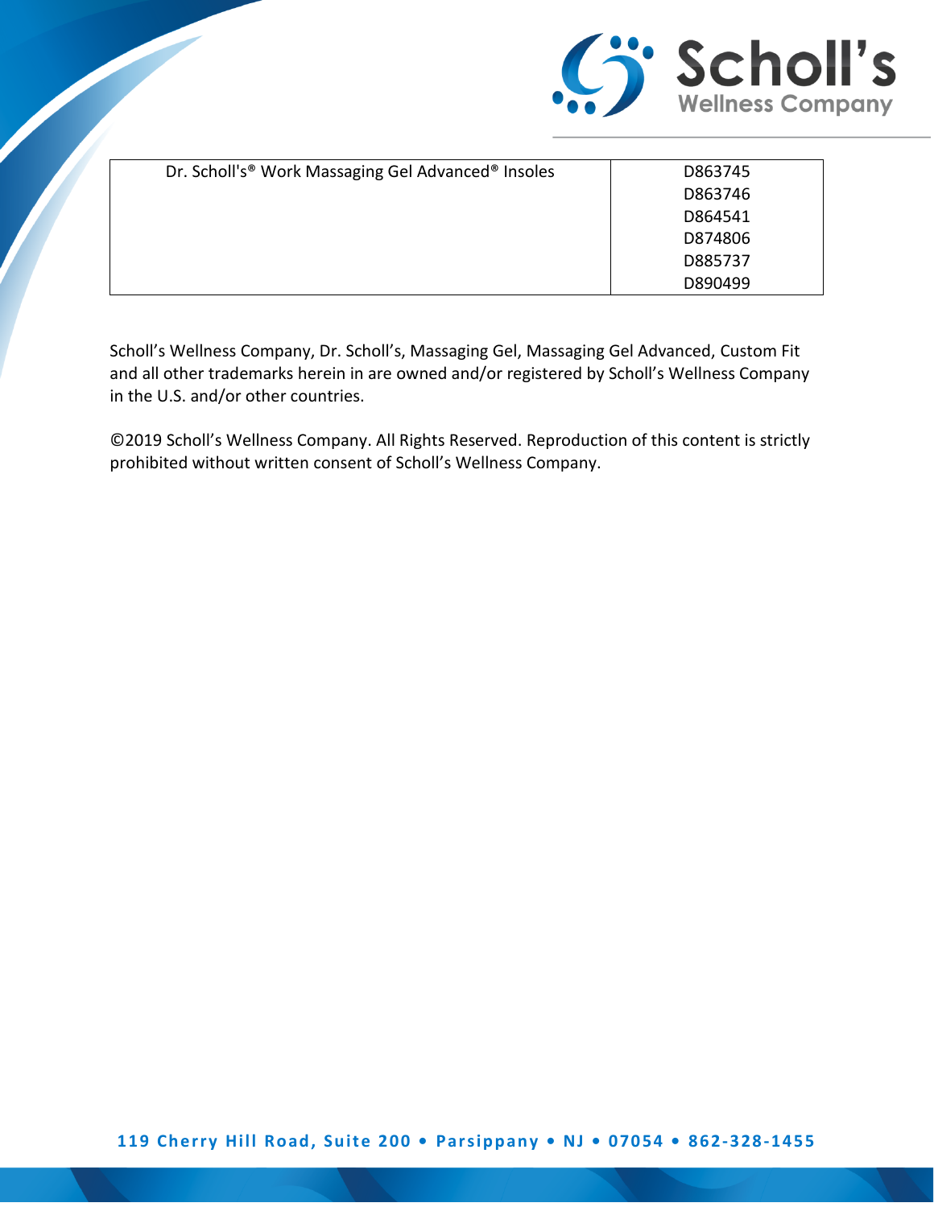| | |
|---|---|
| Dr. Scholl's® Work Massaging Gel Advanced® Insoles | D863745<br>D863746<br>D864541<br>D874806<br>D885737<br>D890499 |

Scholl’s Wellness Company, Dr. Scholl’s, Massaging Gel, Massaging Gel Advanced, Custom Fit and all other trademarks herein in are owned and/or registered by Scholl’s Wellness Company in the U.S. and/or other countries.

©2019 Scholl’s Wellness Company. All Rights Reserved. Reproduction of this content is strictly prohibited without written consent of Scholl’s Wellness Company.